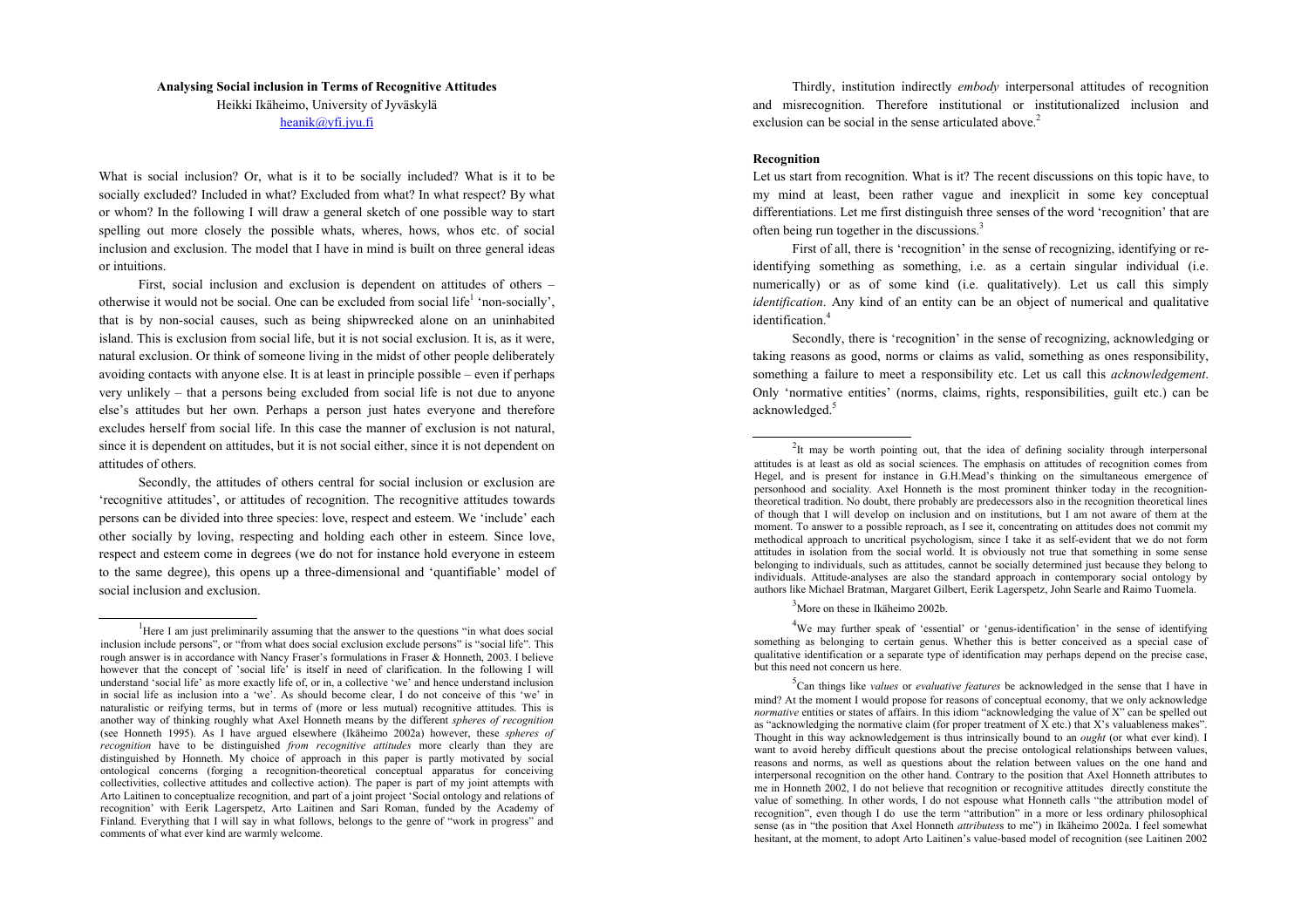**Analysing Social inclusion in Terms of Recognitive Attitudes**

Heikki Ikäheimo, University of Jyväskylä

heanik@yfi.jyu.fi

What is social inclusion? Or, what is it to be socially included? What is it to be socially excluded? Included in what? Excluded from what? In what respect? By what or whom? In the following I will draw a general sketch of one possible way to start spelling out more closely the possible whats, wheres, hows, whos etc. of social inclusion and exclusion. The model that I have in mind is built on three general ideas or intuitions.

First, social inclusion and exclusion is dependent on attitudes of others – otherwise it would not be social. One can be excluded from social life[1] 'non-socially', that is by non-social causes, such as being shipwrecked alone on an uninhabited island. This is exclusion from social life, but it is not social exclusion. It is, as it were, natural exclusion. Or think of someone living in the midst of other people deliberately avoiding contacts with anyone else. It is at least in principle possible – even if perhaps very unlikely – that a persons being excluded from social life is not due to anyone else's attitudes but her own. Perhaps a person just hates everyone and therefore excludes herself from social life. In this case the manner of exclusion is not natural, since it is dependent on attitudes, but it is not social either, since it is not dependent on attitudes of others.

Secondly, the attitudes of others central for social inclusion or exclusion are 'recognitive attitudes', or attitudes of recognition. The recognitive attitudes towards persons can be divided into three species: love, respect and esteem. We 'include' each other socially by loving, respecting and holding each other in esteem. Since love, respect and esteem come in degrees (we do not for instance hold everyone in esteem to the same degree), this opens up a three-dimensional and 'quantifiable' model of social inclusion and exclusion.

Thirdly, institution indirectly *embody* interpersonal attitudes of recognition and misrecognition. Therefore institutional or institutionalized inclusion and exclusion can be social in the sense articulated above.[2]

### Recognition

Let us start from recognition. What is it? The recent discussions on this topic have, to my mind at least, been rather vague and inexplicit in some key conceptual differentiations. Let me first distinguish three senses of the word 'recognition' that are often being run together in the discussions.[3]

First of all, there is 'recognition' in the sense of recognizing, identifying or re-identifying something as something, i.e. as a certain singular individual (i.e. numerically) or as of some kind (i.e. qualitatively). Let us call this simply *identification*. Any kind of an entity can be an object of numerical and qualitative identification.[4]

Secondly, there is 'recognition' in the sense of recognizing, acknowledging or taking reasons as good, norms or claims as valid, something as ones responsibility, something a failure to meet a responsibility etc. Let us call this *acknowledgement*. Only 'normative entities' (norms, claims, rights, responsibilities, guilt etc.) can be acknowledged.[5]

---

[1] Here I am just preliminarily assuming that the answer to the questions "in what does social inclusion include persons", or "from what does social exclusion exclude persons" is "social life". This rough answer is in accordance with Nancy Fraser's formulations in Fraser & Honneth, 2003. I believe however that the concept of 'social life' is itself in need of clarification. In the following I will understand 'social life' as more exactly life of, or in, a collective 'we' and hence understand inclusion in social life as inclusion into a 'we'. As should become clear, I do not conceive of this 'we' in naturalistic or reifying terms, but in terms of (more or less mutual) recognitive attitudes. This is another way of thinking roughly what Axel Honneth means by the different *spheres of recognition* (see Honneth 1995). As I have argued elsewhere (Ikäheimo 2002a) however, these *spheres of recognition* have to be distinguished *from recognitive attitudes* more clearly than they are distinguished by Honneth. My choice of approach in this paper is partly motivated by social ontological concerns (forging a recognition-theoretical conceptual apparatus for conceiving collectivities, collective attitudes and collective action). The paper is part of my joint attempts with Arto Laitinen to conceptualize recognition, and part of a joint project 'Social ontology and relations of recognition' with Eerik Lagerspetz, Arto Laitinen and Sari Roman, funded by the Academy of Finland. Everything that I will say in what follows, belongs to the genre of "work in progress" and comments of what ever kind are warmly welcome.

[2] It may be worth pointing out, that the idea of defining sociality through interpersonal attitudes is at least as old as social sciences. The emphasis on attitudes of recognition comes from Hegel, and is present for instance in G.H.Mead's thinking on the simultaneous emergence of personhood and sociality. Axel Honneth is the most prominent thinker today in the recognition-theoretical tradition. No doubt, there probably are predecessors also in the recognition theoretical lines of though that I will develop on inclusion and on institutions, but I am not aware of them at the moment. To answer to a possible reproach, as I see it, concentrating on attitudes does not commit my methodical approach to uncritical psychologism, since I take it as self-evident that we do not form attitudes in isolation from the social world. It is obviously not true that something in some sense belonging to individuals, such as attitudes, cannot be socially determined just because they belong to individuals. Attitude-analyses are also the standard approach in contemporary social ontology by authors like Michael Bratman, Margaret Gilbert, Eerik Lagerspetz, John Searle and Raimo Tuomela.

[3] More on these in Ikäheimo 2002b.

[4] We may further speak of 'essential' or 'genus-identification' in the sense of identifying something as belonging to certain genus. Whether this is better conceived as a special case of qualitative identification or a separate type of identification may perhaps depend on the precise case, but this need not concern us here.

[5] Can things like *values* or *evaluative features* be acknowledged in the sense that I have in mind? At the moment I would propose for reasons of conceptual economy, that we only acknowledge *normative* entities or states of affairs. In this idiom "acknowledging the value of X" can be spelled out as "acknowledging the normative claim (for proper treatment of X etc.) that X's valuableness makes". Thought in this way acknowledgement is thus intrinsically bound to an *ought* (or what ever kind). I want to avoid hereby difficult questions about the precise ontological relationships between values, reasons and norms, as well as questions about the relation between values on the one hand and interpersonal recognition on the other hand. Contrary to the position that Axel Honneth attributes to me in Honneth 2002, I do not believe that recognition or recognitive attitudes directly constitute the value of something. In other words, I do not espouse what Honneth calls "the attribution model of recognition", even though I do use the term "attribution" in a more or less ordinary philosophical sense (as in "the position that Axel Honneth *attributes* to me") in Ikäheimo 2002a. I feel somewhat hesitant, at the moment, to adopt Arto Laitinen's value-based model of recognition (see Laitinen 2002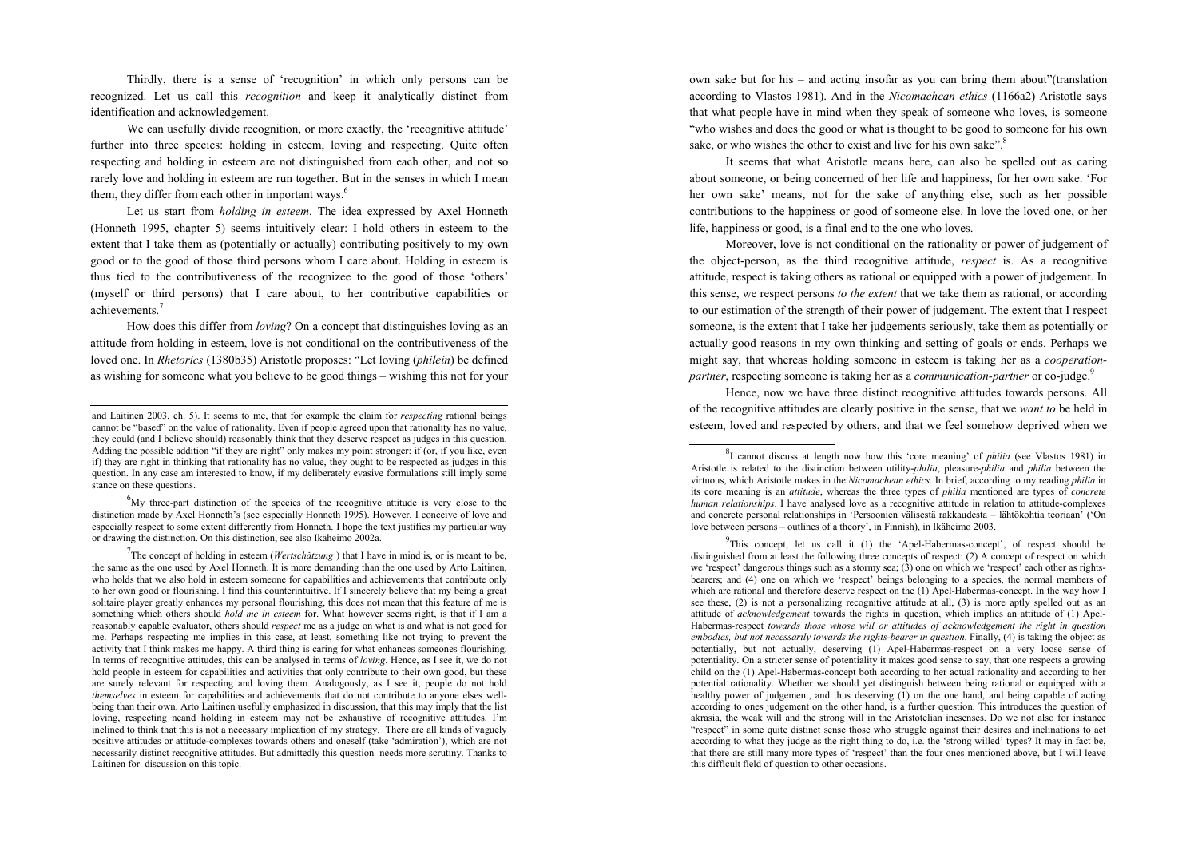Thirdly, there is a sense of 'recognition' in which only persons can be recognized. Let us call this *recognition* and keep it analytically distinct from identification and acknowledgement.

We can usefully divide recognition, or more exactly, the 'recognitive attitude' further into three species: holding in esteem, loving and respecting. Quite often respecting and holding in esteem are not distinguished from each other, and not so rarely love and holding in esteem are run together. But in the senses in which I mean them, they differ from each other in important ways.[6]

Let us start from *holding in esteem*. The idea expressed by Axel Honneth (Honneth 1995, chapter 5) seems intuitively clear: I hold others in esteem to the extent that I take them as (potentially or actually) contributing positively to my own good or to the good of those third persons whom I care about. Holding in esteem is thus tied to the contributiveness of the recognizee to the good of those 'others' (myself or third persons) that I care about, to her contributive capabilities or achievements.[7]

How does this differ from *loving*? On a concept that distinguishes loving as an attitude from holding in esteem, love is not conditional on the contributiveness of the loved one. In *Rhetorics* (1380b35) Aristotle proposes: "Let loving (*philein*) be defined as wishing for someone what you believe to be good things – wishing this not for your own sake but for his – and acting insofar as you can bring them about"(translation according to Vlastos 1981). And in the *Nicomachean ethics* (1166a2) Aristotle says that what people have in mind when they speak of someone who loves, is someone "who wishes and does the good or what is thought to be good to someone for his own sake, or who wishes the other to exist and live for his own sake".[8]

It seems that what Aristotle means here, can also be spelled out as caring about someone, or being concerned of her life and happiness, for her own sake. 'For her own sake' means, not for the sake of anything else, such as her possible contributions to the happiness or good of someone else. In love the loved one, or her life, happiness or good, is a final end to the one who loves.

Moreover, love is not conditional on the rationality or power of judgement of the object-person, as the third recognitive attitude, *respect* is. As a recognitive attitude, respect is taking others as rational or equipped with a power of judgement. In this sense, we respect persons *to the extent* that we take them as rational, or according to our estimation of the strength of their power of judgement. The extent that I respect someone, is the extent that I take her judgements seriously, take them as potentially or actually good reasons in my own thinking and setting of goals or ends. Perhaps we might say, that whereas holding someone in esteem is taking her as a *cooperation-partner*, respecting someone is taking her as a *communication-partner* or co-judge.[9]

Hence, now we have three distinct recognitive attitudes towards persons. All of the recognitive attitudes are clearly positive in the sense, that we *want to* be held in esteem, loved and respected by others, and that we feel somehow deprived when we

---

and Laitinen 2003, ch. 5). It seems to me, that for example the claim for *respecting* rational beings cannot be "based" on the value of rationality. Even if people agreed upon that rationality has no value, they could (and I believe should) reasonably think that they deserve respect as judges in this question. Adding the possible addition "if they are right" only makes my point stronger: if (or, if you like, even if) they are right in thinking that rationality has no value, they ought to be respected as judges in this question. In any case am interested to know, if my deliberately evasive formulations still imply some stance on these questions.

[6] My three-part distinction of the species of the recognitive attitude is very close to the distinction made by Axel Honneth's (see especially Honneth 1995). However, I conceive of love and especially respect to some extent differently from Honneth. I hope the text justifies my particular way or drawing the distinction. On this distinction, see also Ikäheimo 2002a.

[7] The concept of holding in esteem (*Wertschätzung* ) that I have in mind is, or is meant to be, the same as the one used by Axel Honneth. It is more demanding than the one used by Arto Laitinen, who holds that we also hold in esteem someone for capabilities and achievements that contribute only to her own good or flourishing. I find this counterintuitive. If I sincerely believe that my being a great solitaire player greatly enhances my personal flourishing, this does not mean that this feature of me is something which others should *hold me in esteem* for. What however seems right, is that if I am a reasonably capable evaluator, others should *respect* me as a judge on what is and what is not good for me. Perhaps respecting me implies in this case, at least, something like not trying to prevent the activity that I think makes me happy. A third thing is caring for what enhances someones flourishing. In terms of recognitive attitudes, this can be analysed in terms of *loving*. Hence, as I see it, we do not hold people in esteem for capabilities and activities that only contribute to their own good, but these are surely relevant for respecting and loving them. Analogously, as I see it, people do not hold *themselves* in esteem for capabilities and achievements that do not contribute to anyone elses well-being than their own. Arto Laitinen usefully emphasized in discussion, that this may imply that the list loving, respecting neand holding in esteem may not be exhaustive of recognitive attitudes. I'm inclined to think that this is not a necessary implication of my strategy. There are all kinds of vaguely positive attitudes or attitude-complexes towards others and oneself (take 'admiration'), which are not necessarily distinct recognitive attitudes. But admittedly this question needs more scrutiny. Thanks to Laitinen for discussion on this topic.

[8] I cannot discuss at length now how this 'core meaning' of *philia* (see Vlastos 1981) in Aristotle is related to the distinction between utility-*philia*, pleasure-*philia* and *philia* between the virtuous, which Aristotle makes in the *Nicomachean ethics*. In brief, according to my reading *philia* in its core meaning is an *attitude*, whereas the three types of *philia* mentioned are types of *concrete human relationships*. I have analysed love as a recognitive attitude in relation to attitude-complexes and concrete personal relationships in 'Persoonien välisestä rakkaudesta – lähtökohtia teoriaan' ('On love between persons – outlines of a theory', in Finnish), in Ikäheimo 2003.

[9] This concept, let us call it (1) the 'Apel-Habermas-concept', of respect should be distinguished from at least the following three concepts of respect: (2) A concept of respect on which we 'respect' dangerous things such as a stormy sea; (3) one on which we 'respect' each other as rights-bearers; and (4) one on which we 'respect' beings belonging to a species, the normal members of which are rational and therefore deserve respect on the (1) Apel-Habermas-concept. In the way how I see these, (2) is not a personalizing recognitive attitude at all, (3) is more aptly spelled out as an attitude of *acknowledgement* towards the rights in question, which implies an attitude of (1) Apel-Habermas-respect *towards those whose will or attitudes of acknowledgement the right in question embodies, but not necessarily towards the rights-bearer in question*. Finally, (4) is taking the object as potentially, but not actually, deserving (1) Apel-Habermas-respect on a very loose sense of potentiality. On a stricter sense of potentiality it makes good sense to say, that one respects a growing child on the (1) Apel-Habermas-concept both according to her actual rationality and according to her potential rationality. Whether we should yet distinguish between being rational or equipped with a healthy power of judgement, and thus deserving (1) on the one hand, and being capable of acting according to ones judgement on the other hand, is a further question. This introduces the question of akrasia, the weak will and the strong will in the Aristotelian inesenses. Do we not also for instance "respect" in some quite distinct sense those who struggle against their desires and inclinations to act according to what they judge as the right thing to do, i.e. the 'strong willed' types? It may in fact be, that there are still many more types of 'respect' than the four ones mentioned above, but I will leave this difficult field of question to other occasions.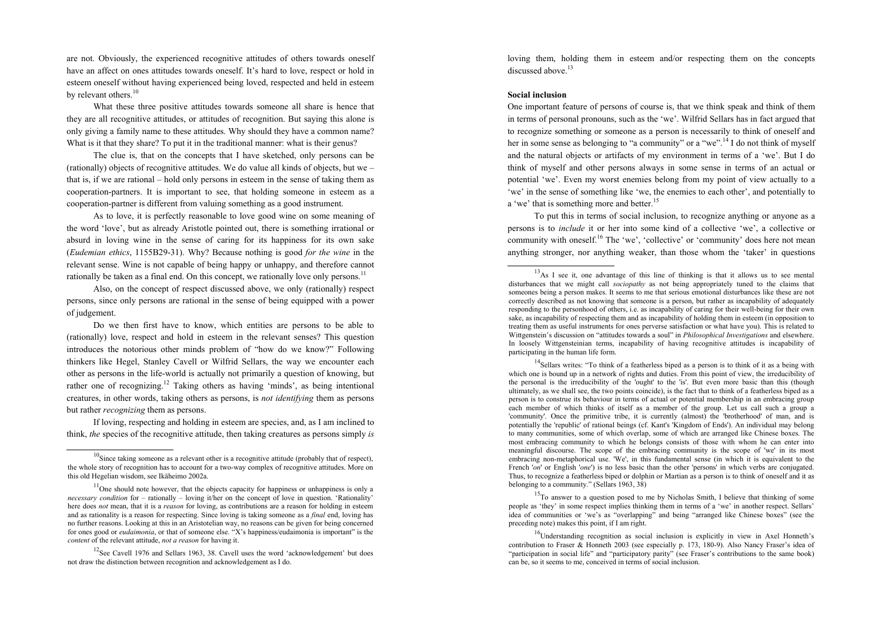are not. Obviously, the experienced recognitive attitudes of others towards oneself have an affect on ones attitudes towards oneself. It's hard to love, respect or hold in esteem oneself without having experienced being loved, respected and held in esteem by relevant others.[10]

What these three positive attitudes towards someone all share is hence that they are all recognitive attitudes, or attitudes of recognition. But saying this alone is only giving a family name to these attitudes. Why should they have a common name? What is it that they share? To put it in the traditional manner: what is their genus?

The clue is, that on the concepts that I have sketched, only persons can be (rationally) objects of recognitive attitudes. We do value all kinds of objects, but we – that is, if we are rational – hold only persons in esteem in the sense of taking them as cooperation-partners. It is important to see, that holding someone in esteem as a cooperation-partner is different from valuing something as a good instrument.

As to love, it is perfectly reasonable to love good wine on some meaning of the word 'love', but as already Aristotle pointed out, there is something irrational or absurd in loving wine in the sense of caring for its happiness for its own sake (*Eudemian ethics*, 1155B29-31). Why? Because nothing is good *for the wine* in the relevant sense. Wine is not capable of being happy or unhappy, and therefore cannot rationally be taken as a final end. On this concept, we rationally love only persons.[11]

Also, on the concept of respect discussed above, we only (rationally) respect persons, since only persons are rational in the sense of being equipped with a power of judgement.

Do we then first have to know, which entities are persons to be able to (rationally) love, respect and hold in esteem in the relevant senses? This question introduces the notorious other minds problem of "how do we know?" Following thinkers like Hegel, Stanley Cavell or Wilfrid Sellars, the way we encounter each other as persons in the life-world is actually not primarily a question of knowing, but rather one of recognizing.[12] Taking others as having 'minds', as being intentional creatures, in other words, taking others as persons, is *not identifying* them as persons but rather *recognizing* them as persons.

If loving, respecting and holding in esteem are species, and, as I am inclined to think, *the* species of the recognitive attitude, then taking creatures as persons simply *is* loving them, holding them in esteem and/or respecting them on the concepts discussed above.[13]

**Social inclusion**

One important feature of persons of course is, that we think speak and think of them in terms of personal pronouns, such as the 'we'. Wilfrid Sellars has in fact argued that to recognize something or someone as a person is necessarily to think of oneself and her in some sense as belonging to "a community" or a "we".[14] I do not think of myself and the natural objects or artifacts of my environment in terms of a 'we'. But I do think of myself and other persons always in some sense in terms of an actual or potential 'we'. Even my worst enemies belong from my point of view actually to a 'we' in the sense of something like 'we, the enemies to each other', and potentially to a 'we' that is something more and better.[15]

To put this in terms of social inclusion, to recognize anything or anyone as a persons is to *include* it or her into some kind of a collective 'we', a collective or community with oneself.[16] The 'we', 'collective' or 'community' does here not mean anything stronger, nor anything weaker, than those whom the 'taker' in questions

---

[10] Since taking someone as a relevant other is a recognitive attitude (probably that of respect), the whole story of recognition has to account for a two-way complex of recognitive attitudes. More on this old Hegelian wisdom, see Ikäheimo 2002a.

[11] One should note however, that the objects capacity for happiness or unhappiness is only a *necessary condition* for – rationally – loving it/her on the concept of love in question. 'Rationality' here does *not* mean, that it is a *reason* for loving, as contributions are a reason for holding in esteem and as rationality is a reason for respecting. Since loving is taking someone as a *final* end, loving has no further reasons. Looking at this in an Aristotelian way, no reasons can be given for being concerned for ones good or *eudaimonia*, or that of someone else. "X's happiness/eudaimonia is important" is the *content* of the relevant attitude, *not a reason* for having it.

[12] See Cavell 1976 and Sellars 1963, 38. Cavell uses the word 'acknowledgement' but does not draw the distinction between recognition and acknowledgement as I do.

[13] As I see it, one advantage of this line of thinking is that it allows us to see mental disturbances that we might call *sociopathy* as not being appropriately tuned to the claims that someones being a person makes. It seems to me that serious emotional disturbances like these are not correctly described as not knowing that someone is a person, but rather as incapability of adequately responding to the personhood of others, i.e. as incapability of caring for their well-being for their own sake, as incapability of respecting them and as incapability of holding them in esteem (in opposition to treating them as useful instruments for ones perverse satisfaction or what have you). This is related to Wittgenstein's discussion on "attitudes towards a soul" in *Philosophical Investigations* and elsewhere. In loosely Wittgensteinian terms, incapability of having recognitive attitudes is incapability of participating in the human life form.

[14] Sellars writes: "To think of a featherless biped as a person is to think of it as a being with which one is bound up in a network of rights and duties. From this point of view, the irreducibility of the personal is the irreducibility of the 'ought' to the 'is'. But even more basic than this (though ultimately, as we shall see, the two points coincide), is the fact that to think of a featherless biped as a person is to construe its behaviour in terms of actual or potential membership in an embracing group each member of which thinks of itself as a member of the group. Let us call such a group a 'community'. Once the primitive tribe, it is currently (almost) the 'brotherhood' of man, and is potentially the 'republic' of rational beings (cf. Kant's 'Kingdom of Ends'). An individual may belong to many communities, some of which overlap, some of which are arranged like Chinese boxes. The most embracing community to which he belongs consists of those with whom he can enter into meaningful discourse. The scope of the embracing community is the scope of 'we' in its most embracing non-metaphorical use. 'We', in this fundamental sense (in which it is equivalent to the French '*on*' or English '*one*') is no less basic than the other 'persons' in which verbs are conjugated. Thus, to recognize a featherless biped or dolphin or Martian as a person is to think of oneself and it as belonging to a community." (Sellars 1963, 38)

[15] To answer to a question posed to me by Nicholas Smith, I believe that thinking of some people as 'they' in some respect implies thinking them in terms of a 'we' in another respect. Sellars' idea of communities or 'we's as "overlapping" and being "arranged like Chinese boxes" (see the preceding note) makes this point, if I am right.

[16] Understanding recognition as social inclusion is explicitly in view in Axel Honneth's contribution to Fraser & Honneth 2003 (see especially p. 173, 180-9). Also Nancy Fraser's idea of "participation in social life" and "participatory parity" (see Fraser's contributions to the same book) can be, so it seems to me, conceived in terms of social inclusion.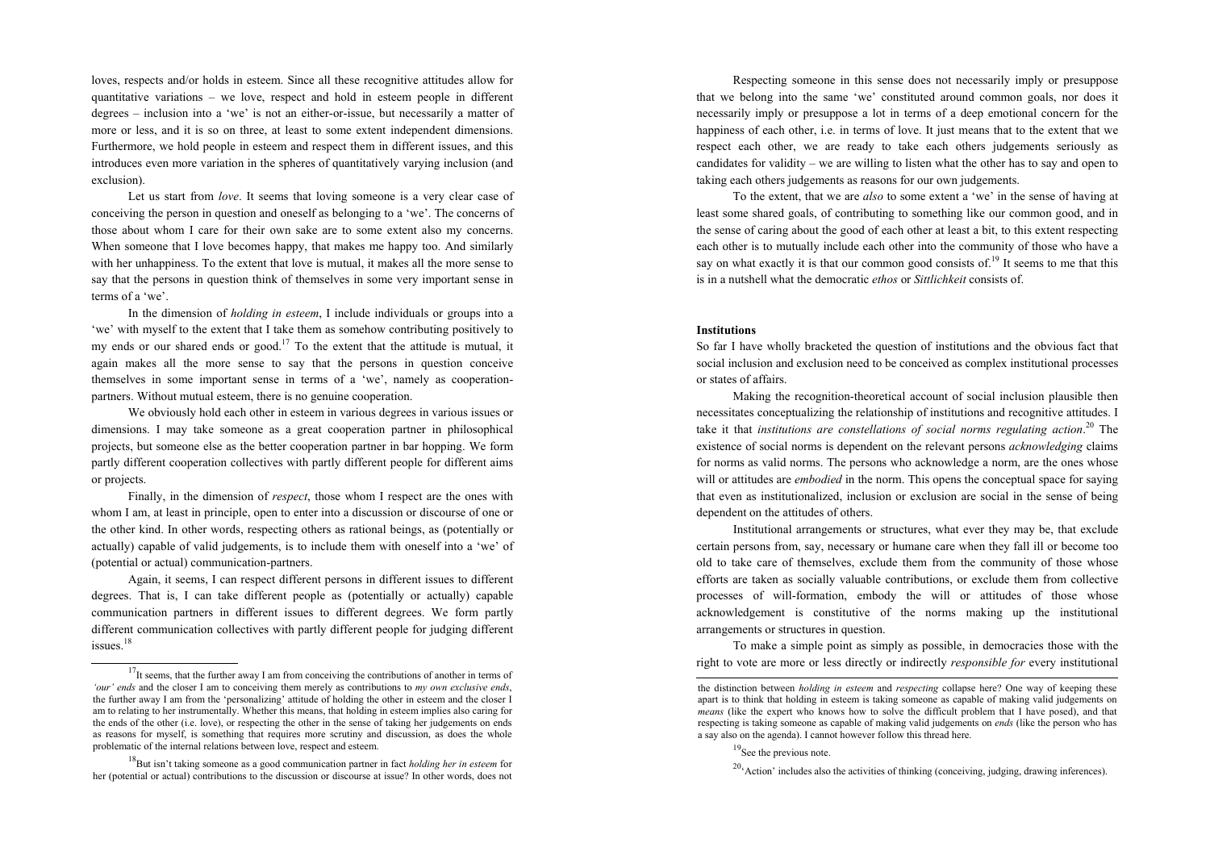loves, respects and/or holds in esteem. Since all these recognitive attitudes allow for quantitative variations – we love, respect and hold in esteem people in different degrees – inclusion into a 'we' is not an either-or-issue, but necessarily a matter of more or less, and it is so on three, at least to some extent independent dimensions. Furthermore, we hold people in esteem and respect them in different issues, and this introduces even more variation in the spheres of quantitatively varying inclusion (and exclusion).

Let us start from *love*. It seems that loving someone is a very clear case of conceiving the person in question and oneself as belonging to a 'we'. The concerns of those about whom I care for their own sake are to some extent also my concerns. When someone that I love becomes happy, that makes me happy too. And similarly with her unhappiness. To the extent that love is mutual, it makes all the more sense to say that the persons in question think of themselves in some very important sense in terms of a 'we'.

In the dimension of *holding in esteem*, I include individuals or groups into a 'we' with myself to the extent that I take them as somehow contributing positively to my ends or our shared ends or good.[17] To the extent that the attitude is mutual, it again makes all the more sense to say that the persons in question conceive themselves in some important sense in terms of a 'we', namely as cooperation-partners. Without mutual esteem, there is no genuine cooperation.

We obviously hold each other in esteem in various degrees in various issues or dimensions. I may take someone as a great cooperation partner in philosophical projects, but someone else as the better cooperation partner in bar hopping. We form partly different cooperation collectives with partly different people for different aims or projects.

Finally, in the dimension of *respect*, those whom I respect are the ones with whom I am, at least in principle, open to enter into a discussion or discourse of one or the other kind. In other words, respecting others as rational beings, as (potentially or actually) capable of valid judgements, is to include them with oneself into a 'we' of (potential or actual) communication-partners.

Again, it seems, I can respect different persons in different issues to different degrees. That is, I can take different people as (potentially or actually) capable communication partners in different issues to different degrees. We form partly different communication collectives with partly different people for judging different issues.[18]

Respecting someone in this sense does not necessarily imply or presuppose that we belong into the same 'we' constituted around common goals, nor does it necessarily imply or presuppose a lot in terms of a deep emotional concern for the happiness of each other, i.e. in terms of love. It just means that to the extent that we respect each other, we are ready to take each others judgements seriously as candidates for validity – we are willing to listen what the other has to say and open to taking each others judgements as reasons for our own judgements.

To the extent, that we are *also* to some extent a 'we' in the sense of having at least some shared goals, of contributing to something like our common good, and in the sense of caring about the good of each other at least a bit, to this extent respecting each other is to mutually include each other into the community of those who have a say on what exactly it is that our common good consists of.[19] It seems to me that this is in a nutshell what the democratic *ethos* or *Sittlichkeit* consists of.

### Institutions

So far I have wholly bracketed the question of institutions and the obvious fact that social inclusion and exclusion need to be conceived as complex institutional processes or states of affairs.

Making the recognition-theoretical account of social inclusion plausible then necessitates conceptualizing the relationship of institutions and recognitive attitudes. I take it that *institutions are constellations of social norms regulating action*.[20] The existence of social norms is dependent on the relevant persons *acknowledging* claims for norms as valid norms. The persons who acknowledge a norm, are the ones whose will or attitudes are *embodied* in the norm. This opens the conceptual space for saying that even as institutionalized, inclusion or exclusion are social in the sense of being dependent on the attitudes of others.

Institutional arrangements or structures, what ever they may be, that exclude certain persons from, say, necessary or humane care when they fall ill or become too old to take care of themselves, exclude them from the community of those whose efforts are taken as socially valuable contributions, or exclude them from collective processes of will-formation, embody the will or attitudes of those whose acknowledgement is constitutive of the norms making up the institutional arrangements or structures in question.

To make a simple point as simply as possible, in democracies those with the right to vote are more or less directly or indirectly *responsible for* every institutional

---

[17] It seems, that the further away I am from conceiving the contributions of another in terms of *'our' ends* and the closer I am to conceiving them merely as contributions to *my own exclusive ends*, the further away I am from the 'personalizing' attitude of holding the other in esteem and the closer I am to relating to her instrumentally. Whether this means, that holding in esteem implies also caring for the ends of the other (i.e. love), or respecting the other in the sense of taking her judgements on ends as reasons for myself, is something that requires more scrutiny and discussion, as does the whole problematic of the internal relations between love, respect and esteem.

[18] But isn't taking someone as a good communication partner in fact *holding her in esteem* for her (potential or actual) contributions to the discussion or discourse at issue? In other words, does not the distinction between *holding in esteem* and *respecting* collapse here? One way of keeping these apart is to think that holding in esteem is taking someone as capable of making valid judgements on *means* (like the expert who knows how to solve the difficult problem that I have posed), and that respecting is taking someone as capable of making valid judgements on *ends* (like the person who has a say also on the agenda). I cannot however follow this thread here.

[19] See the previous note.

[20] 'Action' includes also the activities of thinking (conceiving, judging, drawing inferences).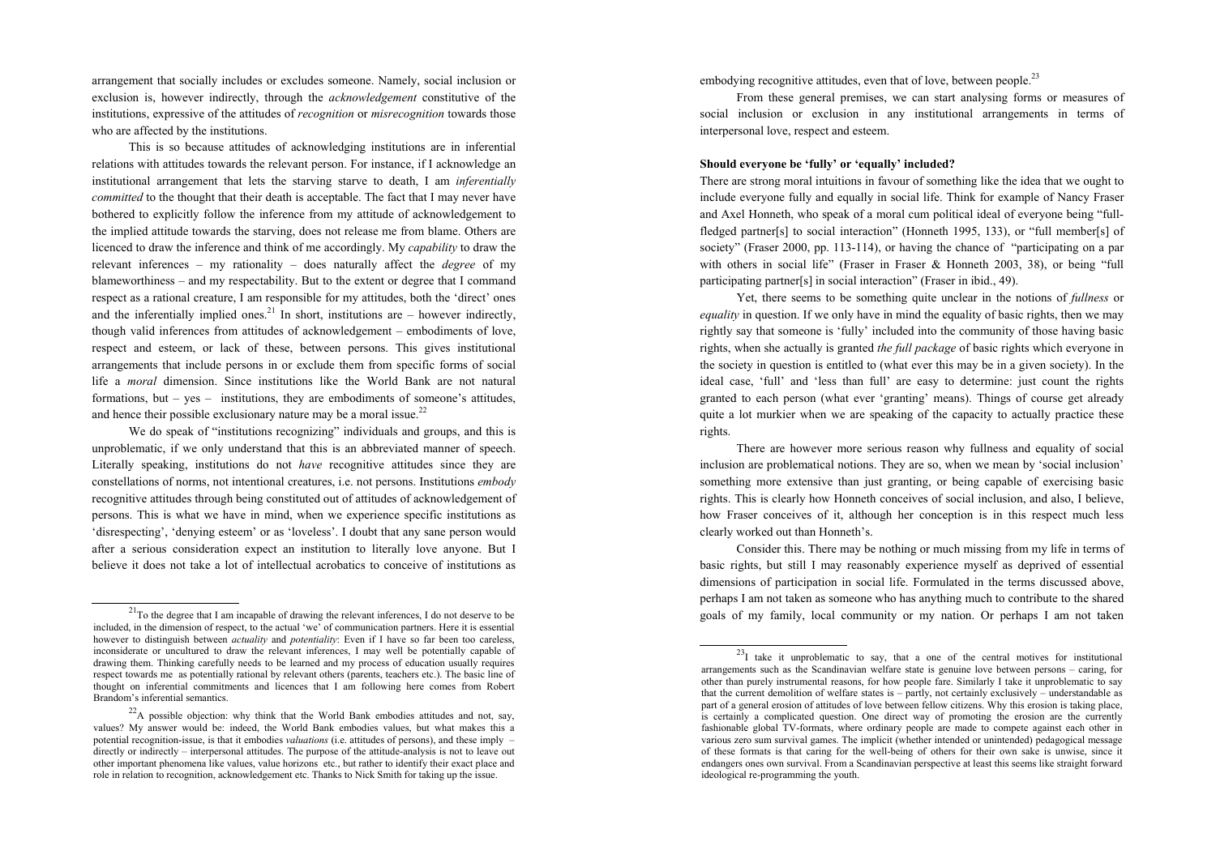arrangement that socially includes or excludes someone. Namely, social inclusion or exclusion is, however indirectly, through the *acknowledgement* constitutive of the institutions, expressive of the attitudes of *recognition* or *misrecognition* towards those who are affected by the institutions.

This is so because attitudes of acknowledging institutions are in inferential relations with attitudes towards the relevant person. For instance, if I acknowledge an institutional arrangement that lets the starving starve to death, I am *inferentially committed* to the thought that their death is acceptable. The fact that I may never have bothered to explicitly follow the inference from my attitude of acknowledgement to the implied attitude towards the starving, does not release me from blame. Others are licenced to draw the inference and think of me accordingly. My *capability* to draw the relevant inferences – my rationality – does naturally affect the *degree* of my blameworthiness – and my respectability. But to the extent or degree that I command respect as a rational creature, I am responsible for my attitudes, both the 'direct' ones and the inferentially implied ones.[21] In short, institutions are – however indirectly, though valid inferences from attitudes of acknowledgement – embodiments of love, respect and esteem, or lack of these, between persons. This gives institutional arrangements that include persons in or exclude them from specific forms of social life a *moral* dimension. Since institutions like the World Bank are not natural formations, but – yes – institutions, they are embodiments of someone's attitudes, and hence their possible exclusionary nature may be a moral issue.[22]

We do speak of "institutions recognizing" individuals and groups, and this is unproblematic, if we only understand that this is an abbreviated manner of speech. Literally speaking, institutions do not *have* recognitive attitudes since they are constellations of norms, not intentional creatures, i.e. not persons. Institutions *embody* recognitive attitudes through being constituted out of attitudes of acknowledgement of persons. This is what we have in mind, when we experience specific institutions as 'disrespecting', 'denying esteem' or as 'loveless'. I doubt that any sane person would after a serious consideration expect an institution to literally love anyone. But I believe it does not take a lot of intellectual acrobatics to conceive of institutions as embodying recognitive attitudes, even that of love, between people.[23]

From these general premises, we can start analysing forms or measures of social inclusion or exclusion in any institutional arrangements in terms of interpersonal love, respect and esteem.

**Should everyone be 'fully' or 'equally' included?**

There are strong moral intuitions in favour of something like the idea that we ought to include everyone fully and equally in social life. Think for example of Nancy Fraser and Axel Honneth, who speak of a moral cum political ideal of everyone being "full-fledged partner[s] to social interaction" (Honneth 1995, 133), or "full member[s] of society" (Fraser 2000, pp. 113-114), or having the chance of "participating on a par with others in social life" (Fraser in Fraser & Honneth 2003, 38), or being "full participating partner[s] in social interaction" (Fraser in ibid., 49).

Yet, there seems to be something quite unclear in the notions of *fullness* or *equality* in question. If we only have in mind the equality of basic rights, then we may rightly say that someone is 'fully' included into the community of those having basic rights, when she actually is granted *the full package* of basic rights which everyone in the society in question is entitled to (what ever this may be in a given society). In the ideal case, 'full' and 'less than full' are easy to determine: just count the rights granted to each person (what ever 'granting' means). Things of course get already quite a lot murkier when we are speaking of the capacity to actually practice these rights.

There are however more serious reason why fullness and equality of social inclusion are problematical notions. They are so, when we mean by 'social inclusion' something more extensive than just granting, or being capable of exercising basic rights. This is clearly how Honneth conceives of social inclusion, and also, I believe, how Fraser conceives of it, although her conception is in this respect much less clearly worked out than Honneth's.

Consider this. There may be nothing or much missing from my life in terms of basic rights, but still I may reasonably experience myself as deprived of essential dimensions of participation in social life. Formulated in the terms discussed above, perhaps I am not taken as someone who has anything much to contribute to the shared goals of my family, local community or my nation. Or perhaps I am not taken

---

[21] To the degree that I am incapable of drawing the relevant inferences, I do not deserve to be included, in the dimension of respect, to the actual 'we' of communication partners. Here it is essential however to distinguish between *actuality* and *potentiality*: Even if I have so far been too careless, inconsiderate or uncultured to draw the relevant inferences, I may well be potentially capable of drawing them. Thinking carefully needs to be learned and my process of education usually requires respect towards me as potentially rational by relevant others (parents, teachers etc.). The basic line of thought on inferential commitments and licences that I am following here comes from Robert Brandom's inferential semantics.

[22] A possible objection: why think that the World Bank embodies attitudes and not, say, values? My answer would be: indeed, the World Bank embodies values, but what makes this a potential recognition-issue, is that it embodies *valuations* (i.e. attitudes of persons), and these imply – directly or indirectly – interpersonal attitudes. The purpose of the attitude-analysis is not to leave out other important phenomena like values, value horizons etc., but rather to identify their exact place and role in relation to recognition, acknowledgement etc. Thanks to Nick Smith for taking up the issue.

[23] I take it unproblematic to say, that a one of the central motives for institutional arrangements such as the Scandinavian welfare state is genuine love between persons – caring, for other than purely instrumental reasons, for how people fare. Similarly I take it unproblematic to say that the current demolition of welfare states is – partly, not certainly exclusively – understandable as part of a general erosion of attitudes of love between fellow citizens. Why this erosion is taking place, is certainly a complicated question. One direct way of promoting the erosion are the currently fashionable global TV-formats, where ordinary people are made to compete against each other in various zero sum survival games. The implicit (whether intended or unintended) pedagogical message of these formats is that caring for the well-being of others for their own sake is unwise, since it endangers ones own survival. From a Scandinavian perspective at least this seems like straight forward ideological re-programming the youth.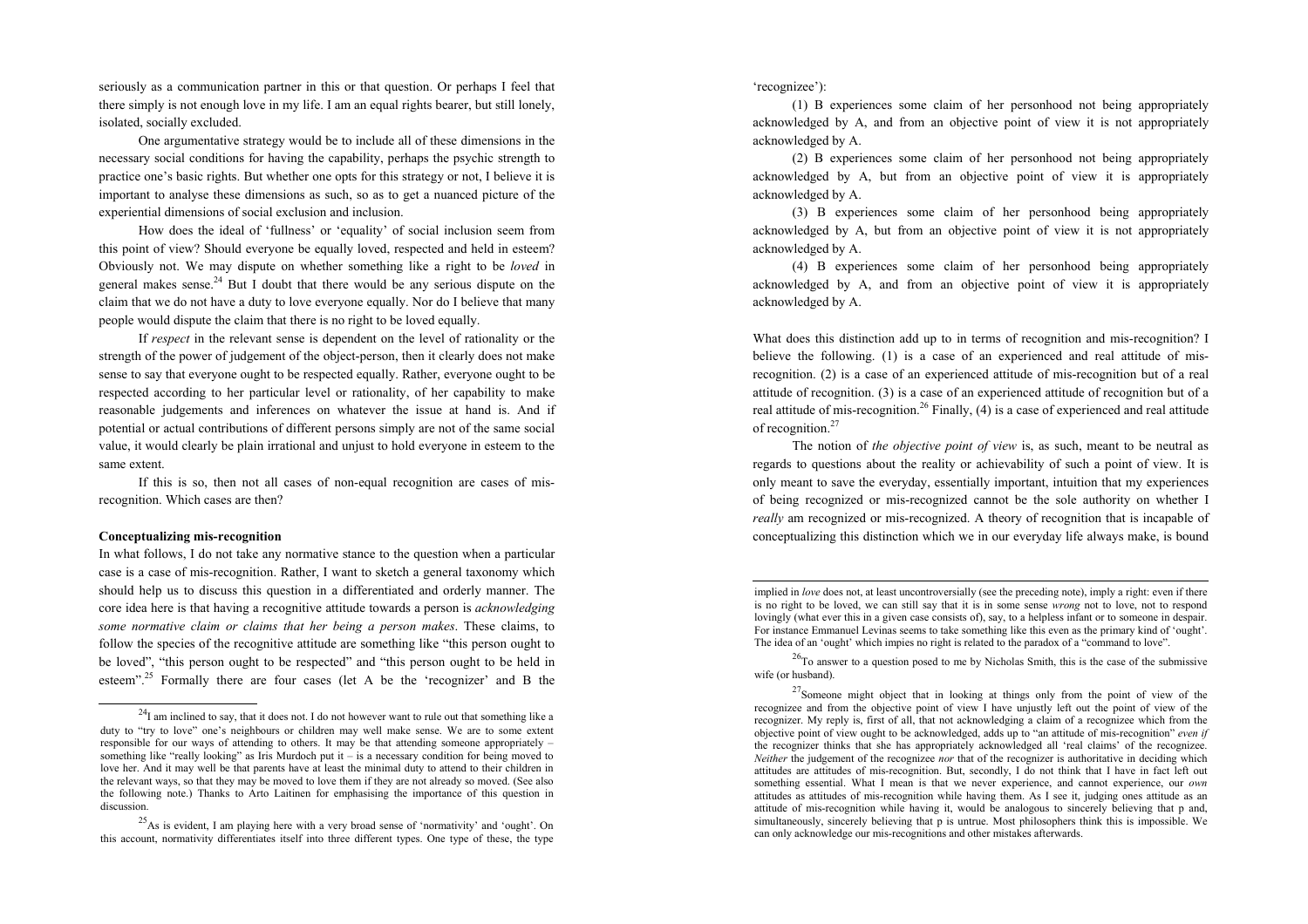seriously as a communication partner in this or that question. Or perhaps I feel that there simply is not enough love in my life. I am an equal rights bearer, but still lonely, isolated, socially excluded.

One argumentative strategy would be to include all of these dimensions in the necessary social conditions for having the capability, perhaps the psychic strength to practice one's basic rights. But whether one opts for this strategy or not, I believe it is important to analyse these dimensions as such, so as to get a nuanced picture of the experiential dimensions of social exclusion and inclusion.

How does the ideal of 'fullness' or 'equality' of social inclusion seem from this point of view? Should everyone be equally loved, respected and held in esteem? Obviously not. We may dispute on whether something like a right to be *loved* in general makes sense.[24] But I doubt that there would be any serious dispute on the claim that we do not have a duty to love everyone equally. Nor do I believe that many people would dispute the claim that there is no right to be loved equally.

If *respect* in the relevant sense is dependent on the level of rationality or the strength of the power of judgement of the object-person, then it clearly does not make sense to say that everyone ought to be respected equally. Rather, everyone ought to be respected according to her particular level or rationality, of her capability to make reasonable judgements and inferences on whatever the issue at hand is. And if potential or actual contributions of different persons simply are not of the same social value, it would clearly be plain irrational and unjust to hold everyone in esteem to the same extent.

If this is so, then not all cases of non-equal recognition are cases of mis-recognition. Which cases are then?

**Conceptualizing mis-recognition**

In what follows, I do not take any normative stance to the question when a particular case is a case of mis-recognition. Rather, I want to sketch a general taxonomy which should help us to discuss this question in a differentiated and orderly manner. The core idea here is that having a recognitive attitude towards a person is *acknowledging some normative claim or claims that her being a person makes*. These claims, to follow the species of the recognitive attitude are something like "this person ought to be loved", "this person ought to be respected" and "this person ought to be held in esteem".[25] Formally there are four cases (let A be the 'recognizer' and B the 'recognizee'):

(1) B experiences some claim of her personhood not being appropriately acknowledged by A, and from an objective point of view it is not appropriately acknowledged by A.

(2) B experiences some claim of her personhood not being appropriately acknowledged by A, but from an objective point of view it is appropriately acknowledged by A.

(3) B experiences some claim of her personhood being appropriately acknowledged by A, but from an objective point of view it is not appropriately acknowledged by A.

(4) B experiences some claim of her personhood being appropriately acknowledged by A, and from an objective point of view it is appropriately acknowledged by A.

What does this distinction add up to in terms of recognition and mis-recognition? I believe the following. (1) is a case of an experienced and real attitude of mis-recognition. (2) is a case of an experienced attitude of mis-recognition but of a real attitude of recognition. (3) is a case of an experienced attitude of recognition but of a real attitude of mis-recognition.[26] Finally, (4) is a case of experienced and real attitude of recognition.[27]

The notion of *the objective point of view* is, as such, meant to be neutral as regards to questions about the reality or achievability of such a point of view. It is only meant to save the everyday, essentially important, intuition that my experiences of being recognized or mis-recognized cannot be the sole authority on whether I *really* am recognized or mis-recognized. A theory of recognition that is incapable of conceptualizing this distinction which we in our everyday life always make, is bound

---

[24] I am inclined to say, that it does not. I do not however want to rule out that something like a duty to "try to love" one's neighbours or children may well make sense. We are to some extent responsible for our ways of attending to others. It may be that attending someone appropriately – something like "really looking" as Iris Murdoch put it – is a necessary condition for being moved to love her. And it may well be that parents have at least the minimal duty to attend to their children in the relevant ways, so that they may be moved to love them if they are not already so moved. (See also the following note.) Thanks to Arto Laitinen for emphasising the importance of this question in discussion.

[25] As is evident, I am playing here with a very broad sense of 'normativity' and 'ought'. On this account, normativity differentiates itself into three different types. One type of these, the type implied in *love* does not, at least uncontroversially (see the preceding note), imply a right: even if there is no right to be loved, we can still say that it is in some sense *wrong* not to love, not to respond lovingly (what ever this in a given case consists of), say, to a helpless infant or to someone in despair. For instance Emmanuel Levinas seems to take something like this even as the primary kind of 'ought'. The idea of an 'ought' which impies no right is related to the paradox of a "command to love".

[26] To answer to a question posed to me by Nicholas Smith, this is the case of the submissive wife (or husband).

[27] Someone might object that in looking at things only from the point of view of the recognizee and from the objective point of view I have unjustly left out the point of view of the recognizer. My reply is, first of all, that not acknowledging a claim of a recognizee which from the objective point of view ought to be acknowledged, adds up to "an attitude of mis-recognition" *even if* the recognizer thinks that she has appropriately acknowledged all 'real claims' of the recognizee. *Neither* the judgement of the recognizee *nor* that of the recognizer is authoritative in deciding which attitudes are attitudes of mis-recognition. But, secondly, I do not think that I have in fact left out something essential. What I mean is that we never experience, and cannot experience, our *own* attitudes as attitudes of mis-recognition while having them. As I see it, judging ones attitude as an attitude of mis-recognition while having it, would be analogous to sincerely believing that p and, simultaneously, sincerely believing that p is untrue. Most philosophers think this is impossible. We can only acknowledge our mis-recognitions and other mistakes afterwards.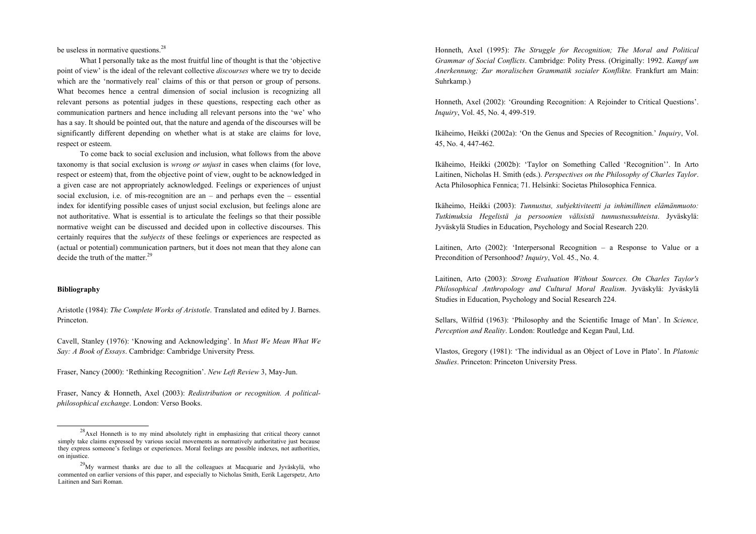be useless in normative questions.[28]

What I personally take as the most fruitful line of thought is that the 'objective point of view' is the ideal of the relevant collective *discourses* where we try to decide which are the 'normatively real' claims of this or that person or group of persons. What becomes hence a central dimension of social inclusion is recognizing all relevant persons as potential judges in these questions, respecting each other as communication partners and hence including all relevant persons into the 'we' who has a say. It should be pointed out, that the nature and agenda of the discourses will be significantly different depending on whether what is at stake are claims for love, respect or esteem.

To come back to social exclusion and inclusion, what follows from the above taxonomy is that social exclusion is *wrong or unjust* in cases when claims (for love, respect or esteem) that, from the objective point of view, ought to be acknowledged in a given case are not appropriately acknowledged. Feelings or experiences of unjust social exclusion, i.e. of mis-recognition are an – and perhaps even the – essential index for identifying possible cases of unjust social exclusion, but feelings alone are not authoritative. What is essential is to articulate the feelings so that their possible normative weight can be discussed and decided upon in collective discourses. This certainly requires that the *subjects* of these feelings or experiences are respected as (actual or potential) communication partners, but it does not mean that they alone can decide the truth of the matter.[29]

**Bibliography**

Aristotle (1984): *The Complete Works of Aristotle*. Translated and edited by J. Barnes. Princeton.

Cavell, Stanley (1976): 'Knowing and Acknowledging'. In *Must We Mean What We Say: A Book of Essays*. Cambridge: Cambridge University Press.

Fraser, Nancy (2000): 'Rethinking Recognition'. *New Left Review* 3, May-Jun.

Fraser, Nancy & Honneth, Axel (2003): *Redistribution or recognition. A political-philosophical exchange*. London: Verso Books.

Honneth, Axel (1995): *The Struggle for Recognition; The Moral and Political Grammar of Social Conflicts*. Cambridge: Polity Press. (Originally: 1992. *Kampf um Anerkennung; Zur moralischen Grammatik sozialer Konflikte.* Frankfurt am Main: Suhrkamp.)

Honneth, Axel (2002): 'Grounding Recognition: A Rejoinder to Critical Questions'. *Inquiry*, Vol. 45, No. 4, 499-519.

Ikäheimo, Heikki (2002a): 'On the Genus and Species of Recognition.' *Inquiry*, Vol. 45, No. 4, 447-462.

Ikäheimo, Heikki (2002b): 'Taylor on Something Called 'Recognition''. In Arto Laitinen, Nicholas H. Smith (eds.). *Perspectives on the Philosophy of Charles Taylor*. Acta Philosophica Fennica; 71. Helsinki: Societas Philosophica Fennica.

Ikäheimo, Heikki (2003): *Tunnustus, subjektiviteetti ja inhimillinen elämänmuoto: Tutkimuksia Hegelistä ja persoonien välisistä tunnustussuhteista*. Jyväskylä: Jyväskylä Studies in Education, Psychology and Social Research 220.

Laitinen, Arto (2002): 'Interpersonal Recognition – a Response to Value or a Precondition of Personhood? *Inquiry*, Vol. 45., No. 4.

Laitinen, Arto (2003): *Strong Evaluation Without Sources. On Charles Taylor's Philosophical Anthropology and Cultural Moral Realism*. Jyväskylä: Jyväskylä Studies in Education, Psychology and Social Research 224.

Sellars, Wilfrid (1963): 'Philosophy and the Scientific Image of Man'. In *Science, Perception and Reality*. London: Routledge and Kegan Paul, Ltd.

Vlastos, Gregory (1981): 'The individual as an Object of Love in Plato'. In *Platonic Studies*. Princeton: Princeton University Press.

---

[28] Axel Honneth is to my mind absolutely right in emphasizing that critical theory cannot simply take claims expressed by various social movements as normatively authoritative just because they express someone's feelings or experiences. Moral feelings are possible indexes, not authorities, on injustice.

[29] My warmest thanks are due to all the colleagues at Macquarie and Jyväskylä, who commented on earlier versions of this paper, and especially to Nicholas Smith, Eerik Lagerspetz, Arto Laitinen and Sari Roman.